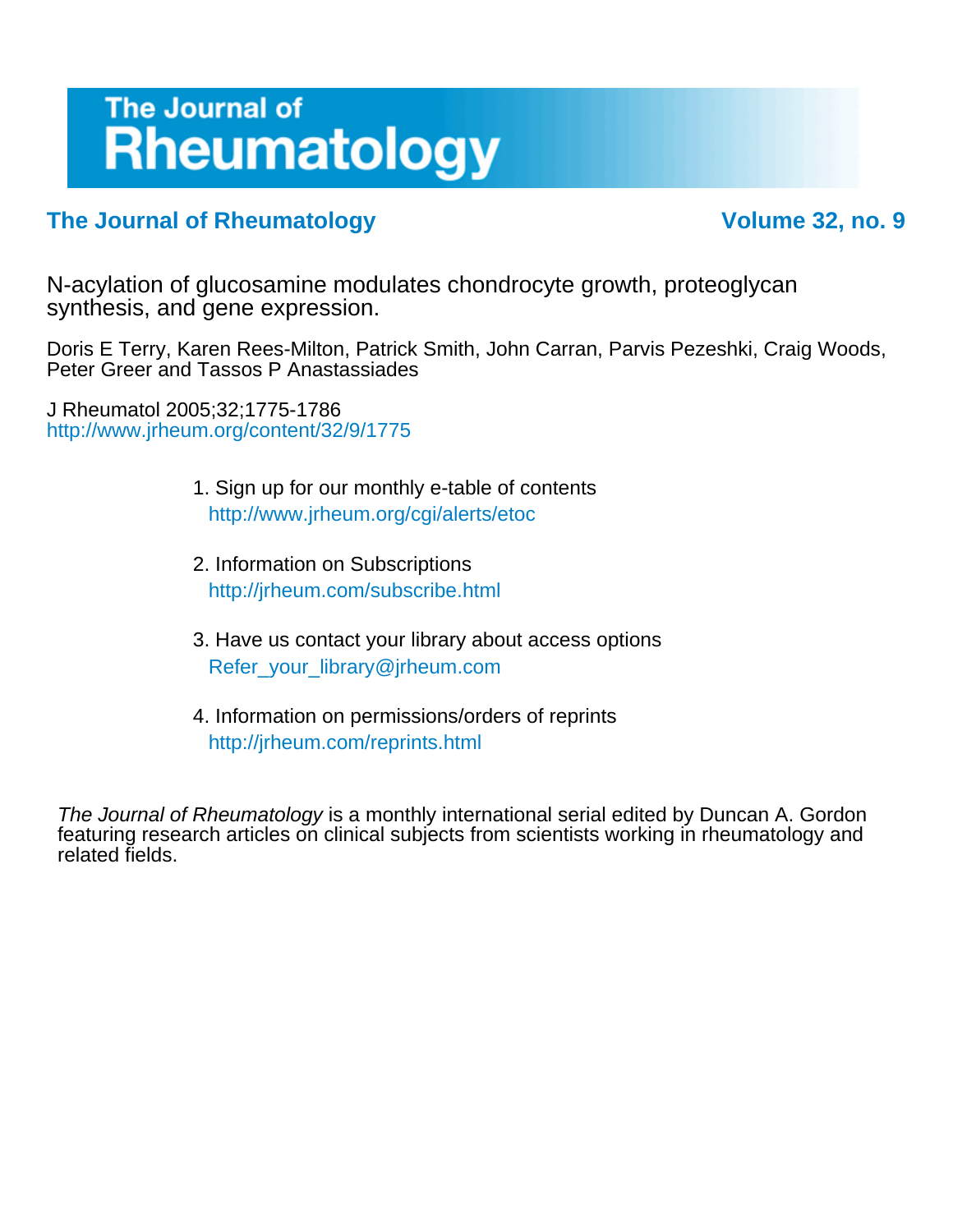# The Journal of Rheumatology

**The Journal of Rheumatology** **Volume 32, no. 9**

## N-acylation of glucosamine modulates chondrocyte growth, proteoglycan synthesis, and gene expression.

Doris E Terry, Karen Rees-Milton, Patrick Smith, John Carran, Parvis Pezeshki, Craig Woods, Peter Greer and Tassos P Anastassiades

J Rheumatol 2005;32;1775-1786
http://www.jrheum.org/content/32/9/1775

1. Sign up for our monthly e-table of contents
   http://www.jrheum.org/cgi/alerts/etoc

2. Information on Subscriptions
   http://jrheum.com/subscribe.html

3. Have us contact your library about access options
   Refer_your_library@jrheum.com

4. Information on permissions/orders of reprints
   http://jrheum.com/reprints.html

*The Journal of Rheumatology* is a monthly international serial edited by Duncan A. Gordon featuring research articles on clinical subjects from scientists working in rheumatology and related fields.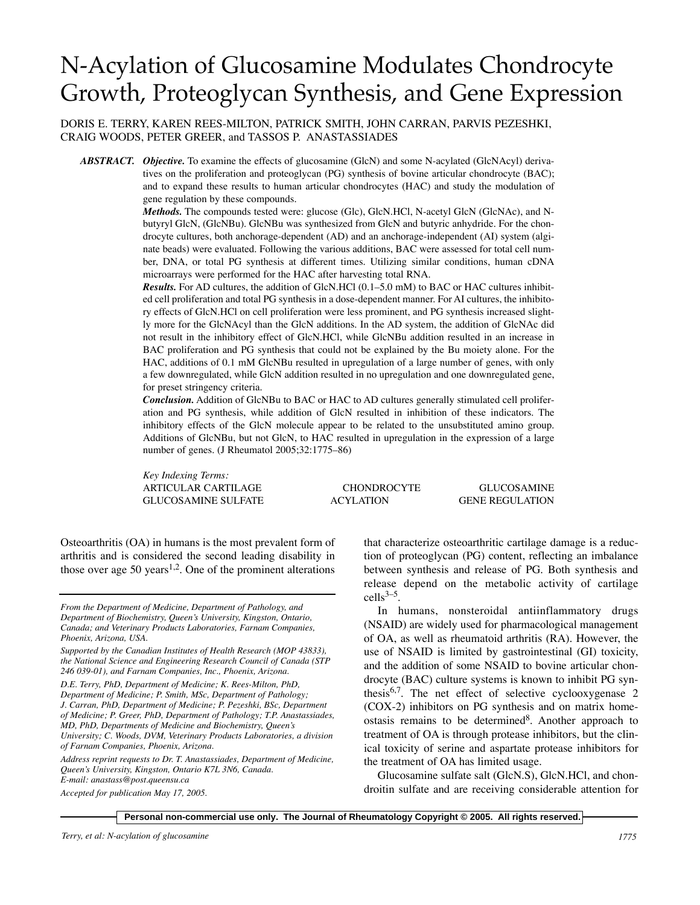# N-Acylation of Glucosamine Modulates Chondrocyte Growth, Proteoglycan Synthesis, and Gene Expression

DORIS E. TERRY, KAREN REES-MILTON, PATRICK SMITH, JOHN CARRAN, PARVIS PEZESHKI, CRAIG WOODS, PETER GREER, and TASSOS P. ANASTASSIADES

***ABSTRACT.*** ***Objective.*** To examine the effects of glucosamine (GlcN) and some N-acylated (GlcNAcyl) derivatives on the proliferation and proteoglycan (PG) synthesis of bovine articular chondrocyte (BAC); and to expand these results to human articular chondrocytes (HAC) and study the modulation of gene regulation by these compounds.

***Methods.*** The compounds tested were: glucose (Glc), GlcN.HCl, N-acetyl GlcN (GlcNAc), and N-butyryl GlcN, (GlcNBu). GlcNBu was synthesized from GlcN and butyric anhydride. For the chondrocyte cultures, both anchorage-dependent (AD) and an anchorage-independent (AI) system (alginate beads) were evaluated. Following the various additions, BAC were assessed for total cell number, DNA, or total PG synthesis at different times. Utilizing similar conditions, human cDNA microarrays were performed for the HAC after harvesting total RNA.

***Results.*** For AD cultures, the addition of GlcN.HCl (0.1–5.0 mM) to BAC or HAC cultures inhibited cell proliferation and total PG synthesis in a dose-dependent manner. For AI cultures, the inhibitory effects of GlcN.HCl on cell proliferation were less prominent, and PG synthesis increased slightly more for the GlcNAcyl than the GlcN additions. In the AD system, the addition of GlcNAc did not result in the inhibitory effect of GlcN.HCl, while GlcNBu addition resulted in an increase in BAC proliferation and PG synthesis that could not be explained by the Bu moiety alone. For the HAC, additions of 0.1 mM GlcNBu resulted in upregulation of a large number of genes, with only a few downregulated, while GlcN addition resulted in no upregulation and one downregulated gene, for preset stringency criteria.

***Conclusion.*** Addition of GlcNBu to BAC or HAC to AD cultures generally stimulated cell proliferation and PG synthesis, while addition of GlcN resulted in inhibition of these indicators. The inhibitory effects of the GlcN molecule appear to be related to the unsubstituted amino group. Additions of GlcNBu, but not GlcN, to HAC resulted in upregulation in the expression of a large number of genes. (J Rheumatol 2005;32:1775–86)

*Key Indexing Terms:*

| | | |
|---|---|---|
| ARTICULAR CARTILAGE | CHONDROCYTE | GLUCOSAMINE |
| GLUCOSAMINE SULFATE | ACYLATION | GENE REGULATION |

Osteoarthritis (OA) in humans is the most prevalent form of arthritis and is considered the second leading disability in those over age 50 years[1,2]. One of the prominent alterations that characterize osteoarthritic cartilage damage is a reduction of proteoglycan (PG) content, reflecting an imbalance between synthesis and release of PG. Both synthesis and release depend on the metabolic activity of cartilage cells[3–5].

In humans, nonsteroidal antiinflammatory drugs (NSAID) are widely used for pharmacological management of OA, as well as rheumatoid arthritis (RA). However, the use of NSAID is limited by gastrointestinal (GI) toxicity, and the addition of some NSAID to bovine articular chondrocyte (BAC) culture systems is known to inhibit PG synthesis[6,7]. The net effect of selective cyclooxygenase 2 (COX-2) inhibitors on PG synthesis and on matrix homeostasis remains to be determined[8]. Another approach to treatment of OA is through protease inhibitors, but the clinical toxicity of serine and aspartate protease inhibitors for the treatment of OA has limited usage.

Glucosamine sulfate salt (GlcN.S), GlcN.HCl, and chondroitin sulfate and are receiving considerable attention for

*From the Department of Medicine, Department of Pathology, and Department of Biochemistry, Queen's University, Kingston, Ontario, Canada; and Veterinary Products Laboratories, Farnam Companies, Phoenix, Arizona, USA.*

*Supported by the Canadian Institutes of Health Research (MOP 43833), the National Science and Engineering Research Council of Canada (STP 246 039-01), and Farnam Companies, Inc., Phoenix, Arizona.*

*D.E. Terry, PhD, Department of Medicine; K. Rees-Milton, PhD, Department of Medicine; P. Smith, MSc, Department of Pathology; J. Carran, PhD, Department of Medicine; P. Pezeshki, BSc, Department of Medicine; P. Greer, PhD, Department of Pathology; T.P. Anastassiades, MD, PhD, Departments of Medicine and Biochemistry, Queen's University; C. Woods, DVM, Veterinary Products Laboratories, a division of Farnam Companies, Phoenix, Arizona.*

*Address reprint requests to Dr. T. Anastassiades, Department of Medicine, Queen's University, Kingston, Ontario K7L 3N6, Canada. E-mail: anastass@post.queensu.ca*

*Accepted for publication May 17, 2005.*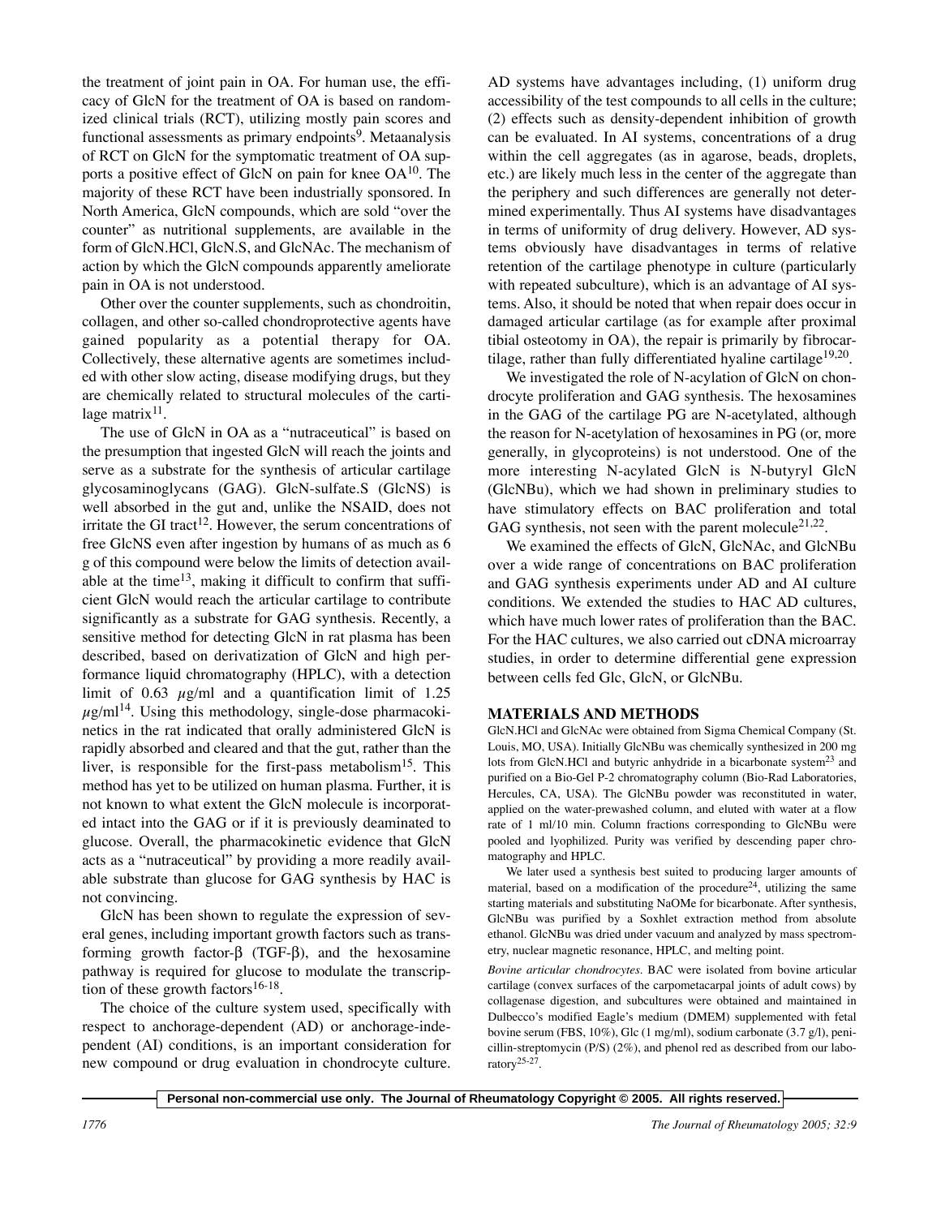the treatment of joint pain in OA. For human use, the efficacy of GlcN for the treatment of OA is based on randomized clinical trials (RCT), utilizing mostly pain scores and functional assessments as primary endpoints[9]. Metaanalysis of RCT on GlcN for the symptomatic treatment of OA supports a positive effect of GlcN on pain for knee OA[10]. The majority of these RCT have been industrially sponsored. In North America, GlcN compounds, which are sold "over the counter" as nutritional supplements, are available in the form of GlcN.HCl, GlcN.S, and GlcNAc. The mechanism of action by which the GlcN compounds apparently ameliorate pain in OA is not understood.

Other over the counter supplements, such as chondroitin, collagen, and other so-called chondroprotective agents have gained popularity as a potential therapy for OA. Collectively, these alternative agents are sometimes included with other slow acting, disease modifying drugs, but they are chemically related to structural molecules of the cartilage matrix[11].

The use of GlcN in OA as a "nutraceutical" is based on the presumption that ingested GlcN will reach the joints and serve as a substrate for the synthesis of articular cartilage glycosaminoglycans (GAG). GlcN-sulfate.S (GlcNS) is well absorbed in the gut and, unlike the NSAID, does not irritate the GI tract[12]. However, the serum concentrations of free GlcNS even after ingestion by humans of as much as 6 g of this compound were below the limits of detection available at the time[13], making it difficult to confirm that sufficient GlcN would reach the articular cartilage to contribute significantly as a substrate for GAG synthesis. Recently, a sensitive method for detecting GlcN in rat plasma has been described, based on derivatization of GlcN and high performance liquid chromatography (HPLC), with a detection limit of 0.63 $\mu$g/ml and a quantification limit of 1.25 $\mu$g/ml[14]. Using this methodology, single-dose pharmacokinetics in the rat indicated that orally administered GlcN is rapidly absorbed and cleared and that the gut, rather than the liver, is responsible for the first-pass metabolism[15]. This method has yet to be utilized on human plasma. Further, it is not known to what extent the GlcN molecule is incorporated intact into the GAG or if it is previously deaminated to glucose. Overall, the pharmacokinetic evidence that GlcN acts as a "nutraceutical" by providing a more readily available substrate than glucose for GAG synthesis by HAC is not convincing.

GlcN has been shown to regulate the expression of several genes, including important growth factors such as transforming growth factor-β (TGF-β), and the hexosamine pathway is required for glucose to modulate the transcription of these growth factors[16-18].

The choice of the culture system used, specifically with respect to anchorage-dependent (AD) or anchorage-independent (AI) conditions, is an important consideration for new compound or drug evaluation in chondrocyte culture. AD systems have advantages including, (1) uniform drug accessibility of the test compounds to all cells in the culture; (2) effects such as density-dependent inhibition of growth can be evaluated. In AI systems, concentrations of a drug within the cell aggregates (as in agarose, beads, droplets, etc.) are likely much less in the center of the aggregate than the periphery and such differences are generally not determined experimentally. Thus AI systems have disadvantages in terms of uniformity of drug delivery. However, AD systems obviously have disadvantages in terms of relative retention of the cartilage phenotype in culture (particularly with repeated subculture), which is an advantage of AI systems. Also, it should be noted that when repair does occur in damaged articular cartilage (as for example after proximal tibial osteotomy in OA), the repair is primarily by fibrocartilage, rather than fully differentiated hyaline cartilage[19,20].

We investigated the role of N-acylation of GlcN on chondrocyte proliferation and GAG synthesis. The hexosamines in the GAG of the cartilage PG are N-acetylated, although the reason for N-acetylation of hexosamines in PG (or, more generally, in glycoproteins) is not understood. One of the more interesting N-acylated GlcN is N-butyryl GlcN (GlcNBu), which we had shown in preliminary studies to have stimulatory effects on BAC proliferation and total GAG synthesis, not seen with the parent molecule[21,22].

We examined the effects of GlcN, GlcNAc, and GlcNBu over a wide range of concentrations on BAC proliferation and GAG synthesis experiments under AD and AI culture conditions. We extended the studies to HAC AD cultures, which have much lower rates of proliferation than the BAC. For the HAC cultures, we also carried out cDNA microarray studies, in order to determine differential gene expression between cells fed Glc, GlcN, or GlcNBu.

## MATERIALS AND METHODS

GlcN.HCl and GlcNAc were obtained from Sigma Chemical Company (St. Louis, MO, USA). Initially GlcNBu was chemically synthesized in 200 mg lots from GlcN.HCl and butyric anhydride in a bicarbonate system[23] and purified on a Bio-Gel P-2 chromatography column (Bio-Rad Laboratories, Hercules, CA, USA). The GlcNBu powder was reconstituted in water, applied on the water-prewashed column, and eluted with water at a flow rate of 1 ml/10 min. Column fractions corresponding to GlcNBu were pooled and lyophilized. Purity was verified by descending paper chromatography and HPLC.

We later used a synthesis best suited to producing larger amounts of material, based on a modification of the procedure[24], utilizing the same starting materials and substituting NaOMe for bicarbonate. After synthesis, GlcNBu was purified by a Soxhlet extraction method from absolute ethanol. GlcNBu was dried under vacuum and analyzed by mass spectrometry, nuclear magnetic resonance, HPLC, and melting point.

*Bovine articular chondrocytes.* BAC were isolated from bovine articular cartilage (convex surfaces of the carpometacarpal joints of adult cows) by collagenase digestion, and subcultures were obtained and maintained in Dulbecco's modified Eagle's medium (DMEM) supplemented with fetal bovine serum (FBS, 10%), Glc (1 mg/ml), sodium carbonate (3.7 g/l), penicillin-streptomycin (P/S) (2%), and phenol red as described from our laboratory[25-27].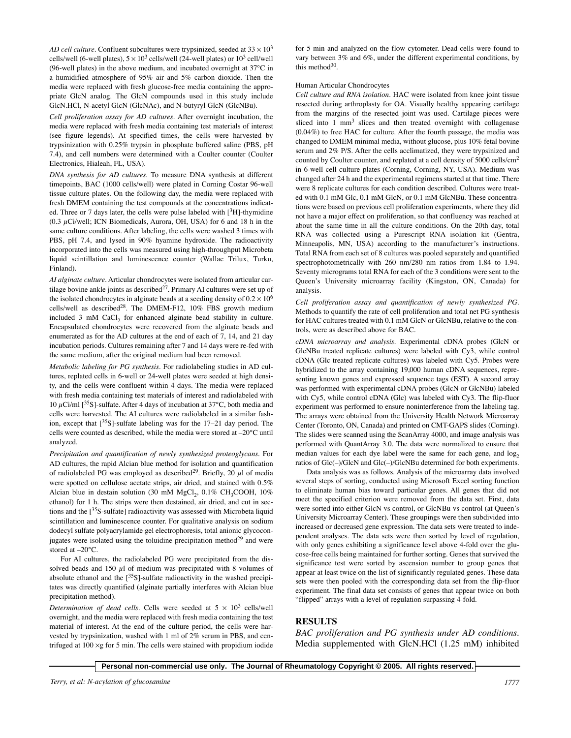*AD cell culture*. Confluent subcultures were trypsinized, seeded at $33 \times 10^3$ cells/well (6-well plates), $5 \times 10^3$ cells/well (24-well plates) or $10^3$ cell/well (96-well plates) in the above medium, and incubated overnight at 37°C in a humidified atmosphere of 95% air and 5% carbon dioxide. Then the media were replaced with fresh glucose-free media containing the appropriate GlcN analog. The GlcN compounds used in this study include GlcN.HCl, N-acetyl GlcN (GlcNAc), and N-butyryl GlcN (GlcNBu).

*Cell proliferation assay for AD cultures*. After overnight incubation, the media were replaced with fresh media containing test materials of interest (see figure legends). At specified times, the cells were harvested by trypsinization with 0.25% trypsin in phosphate buffered saline (PBS, pH 7.4), and cell numbers were determined with a Coulter counter (Coulter Electronics, Hialeah, FL, USA).

*DNA synthesis for AD cultures*. To measure DNA synthesis at different timepoints, BAC (1000 cells/well) were plated in Corning Costar 96-well tissue culture plates. On the following day, the media were replaced with fresh DMEM containing the test compounds at the concentrations indicated. Three or 7 days later, the cells were pulse labeled with [$^3$H]-thymidine (0.3 $\mu$Ci/well; ICN Biomedicals, Aurora, OH, USA) for 6 and 18 h in the same culture conditions. After labeling, the cells were washed 3 times with PBS, pH 7.4, and lysed in 90% hyamine hydroxide. The radioactivity incorporated into the cells was measured using high-throughput Microbeta liquid scintillation and luminescence counter (Wallac Trilux, Turku, Finland).

*AI alginate culture*. Articular chondrocytes were isolated from articular cartilage bovine ankle joints as described[27]. Primary AI cultures were set up of the isolated chondrocytes in alginate beads at a seeding density of $0.2 \times 10^6$ cells/well as described[28]. The DMEM-F12, 10% FBS growth medium included 3 mM $CaCl_2$ for enhanced alginate bead stability in culture. Encapsulated chondrocytes were recovered from the alginate beads and enumerated as for the AD cultures at the end of each of 7, 14, and 21 day incubation periods. Cultures remaining after 7 and 14 days were re-fed with the same medium, after the original medium had been removed.

*Metabolic labeling for PG synthesis*. For radiolabeling studies in AD cultures, replated cells in 6-well or 24-well plates were seeded at high density, and the cells were confluent within 4 days. The media were replaced with fresh media containing test materials of interest and radiolabeled with 10 $\mu$Ci/ml [$^{35}$S]-sulfate. After 4 days of incubation at 37°C, both media and cells were harvested. The AI cultures were radiolabeled in a similar fashion, except that [$^{35}$S]-sulfate labeling was for the 17–21 day period. The cells were counted as described, while the media were stored at –20°C until analyzed.

*Precipitation and quantification of newly synthesized proteoglycans*. For AD cultures, the rapid Alcian blue method for isolation and quantification of radiolabeled PG was employed as described[29]. Briefly, 20 $\mu$l of media were spotted on cellulose acetate strips, air dried, and stained with 0.5% Alcian blue in destain solution (30 mM $MgCl_2$, 0.1% $CH_3COOH$, 10% ethanol) for 1 h. The strips were then destained, air dried, and cut in sections and the [$^{35}$S-sulfate] radioactivity was assessed with Microbeta liquid scintillation and luminescence counter. For qualitative analysis on sodium dodecyl sulfate polyacrylamide gel electrophoresis, total anionic glycoconjugates were isolated using the toluidine precipitation method[29] and were stored at –20°C.

For AI cultures, the radiolabeled PG were precipitated from the dissolved beads and 150 $\mu$l of medium was precipitated with 8 volumes of absolute ethanol and the [$^{35}$S]-sulfate radioactivity in the washed precipitates was directly quantified (alginate partially interferes with Alcian blue precipitation method).

*Determination of dead cells*. Cells were seeded at $5 \times 10^3$ cells/well overnight, and the media were replaced with fresh media containing the test material of interest. At the end of the culture period, the cells were harvested by trypsinization, washed with 1 ml of 2% serum in PBS, and centrifuged at 100 ×g for 5 min. The cells were stained with propidium iodide for 5 min and analyzed on the flow cytometer. Dead cells were found to vary between 3% and 6%, under the different experimental conditions, by this method[30].

Human Articular Chondrocytes

*Cell culture and RNA isolation*. HAC were isolated from knee joint tissue resected during arthroplasty for OA. Visually healthy appearing cartilage from the margins of the resected joint was used. Cartilage pieces were sliced into 1 mm$^3$ slices and then treated overnight with collagenase (0.04%) to free HAC for culture. After the fourth passage, the media was changed to DMEM minimal media, without glucose, plus 10% fetal bovine serum and 2% P/S. After the cells acclimatized, they were trypsinized and counted by Coulter counter, and replated at a cell density of 5000 cells/cm$^2$ in 6-well cell culture plates (Corning, Corning, NY, USA). Medium was changed after 24 h and the experimental regimens started at that time. There were 8 replicate cultures for each condition described. Cultures were treated with 0.1 mM Glc, 0.1 mM GlcN, or 0.1 mM GlcNBu. These concentrations were based on previous cell proliferation experiments, where they did not have a major effect on proliferation, so that confluency was reached at about the same time in all the culture conditions. On the 20th day, total RNA was collected using a Purescript RNA isolation kit (Gentra, Minneapolis, MN, USA) according to the manufacturer's instructions. Total RNA from each set of 8 cultures was pooled separately and quantified spectrophotometrically with 260 nm/280 nm ratios from 1.84 to 1.94. Seventy micrograms total RNA for each of the 3 conditions were sent to the Queen's University microarray facility (Kingston, ON, Canada) for analysis.

*Cell proliferation assay and quantification of newly synthesized PG*. Methods to quantify the rate of cell proliferation and total net PG synthesis for HAC cultures treated with 0.1 mM GlcN or GlcNBu, relative to the controls, were as described above for BAC.

*cDNA microarray and analysis*. Experimental cDNA probes (GlcN or GlcNBu treated replicate cultures) were labeled with Cy3, while control cDNA (Glc treated replicate cultures) was labeled with Cy5. Probes were hybridized to the array containing 19,000 human cDNA sequences, representing known genes and expressed sequence tags (EST). A second array was performed with experimental cDNA probes (GlcN or GlcNBu) labeled with Cy5, while control cDNA (Glc) was labeled with Cy3. The flip-fluor experiment was performed to ensure noninterference from the labeling tag. The arrays were obtained from the University Health Network Microarray Center (Toronto, ON, Canada) and printed on CMT-GAPS slides (Corning). The slides were scanned using the ScanArray 4000, and image analysis was performed with QuantArray 3.0. The data were normalized to ensure that median values for each dye label were the same for each gene, and $\log_2$ ratios of Glc(–)/GlcN and Glc(–)/GlcNBu determined for both experiments.

Data analysis was as follows. Analysis of the microarray data involved several steps of sorting, conducted using Microsoft Excel sorting function to eliminate human bias toward particular genes. All genes that did not meet the specified criterion were removed from the data set. First, data were sorted into either GlcN vs control, or GlcNBu vs control (at Queen's University Microarray Center). These groupings were then subdivided into increased or decreased gene expression. The data sets were treated to independent analyses. The data sets were then sorted by level of regulation, with only genes exhibiting a significance level above 4-fold over the glucose-free cells being maintained for further sorting. Genes that survived the significance test were sorted by ascension number to group genes that appear at least twice on the list of significantly regulated genes. These data sets were then pooled with the corresponding data set from the flip-fluor experiment. The final data set consists of genes that appear twice on both "flipped" arrays with a level of regulation surpassing 4-fold.

## RESULTS

*BAC proliferation and PG synthesis under AD conditions*. Media supplemented with GlcN.HCl (1.25 mM) inhibited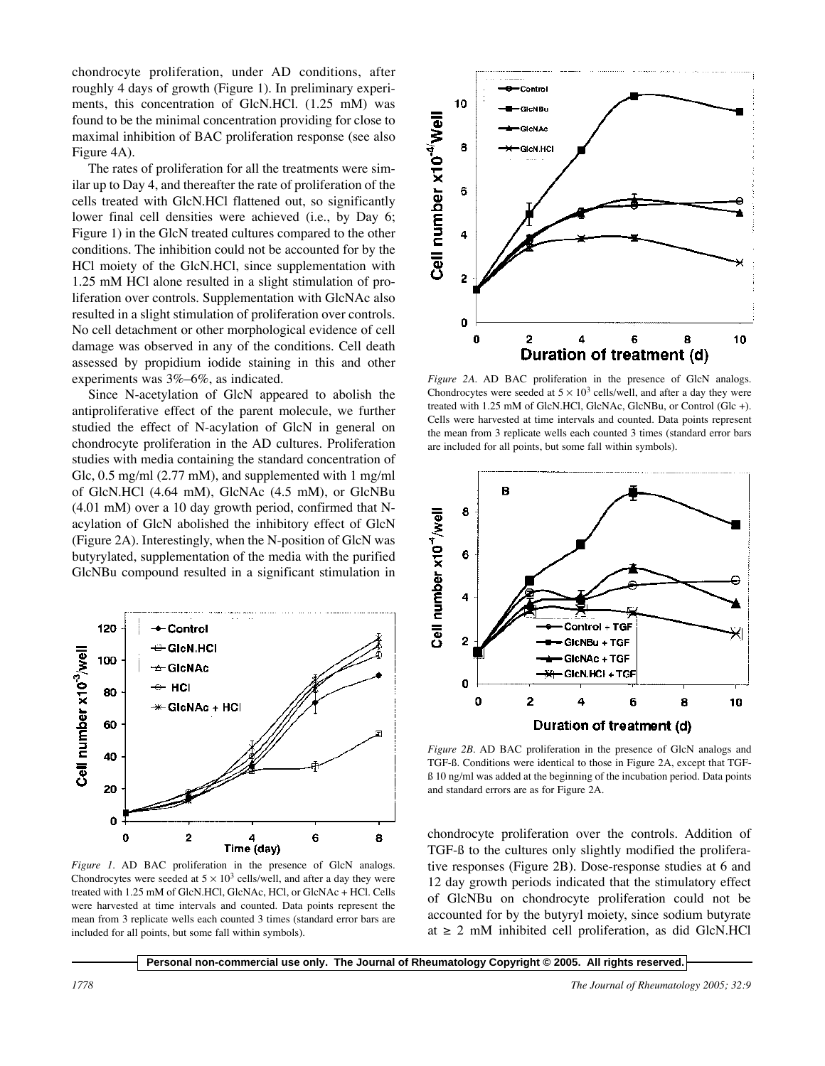chondrocyte proliferation, under AD conditions, after roughly 4 days of growth (Figure 1). In preliminary experiments, this concentration of GlcN.HCl. (1.25 mM) was found to be the minimal concentration providing for close to maximal inhibition of BAC proliferation response (see also Figure 4A).

The rates of proliferation for all the treatments were similar up to Day 4, and thereafter the rate of proliferation of the cells treated with GlcN.HCl flattened out, so significantly lower final cell densities were achieved (i.e., by Day 6; Figure 1) in the GlcN treated cultures compared to the other conditions. The inhibition could not be accounted for by the HCl moiety of the GlcN.HCl, since supplementation with 1.25 mM HCl alone resulted in a slight stimulation of proliferation over controls. Supplementation with GlcNAc also resulted in a slight stimulation of proliferation over controls. No cell detachment or other morphological evidence of cell damage was observed in any of the conditions. Cell death assessed by propidium iodide staining in this and other experiments was 3%–6%, as indicated.

Since N-acetylation of GlcN appeared to abolish the antiproliferative effect of the parent molecule, we further studied the effect of N-acylation of GlcN in general on chondrocyte proliferation in the AD cultures. Proliferation studies with media containing the standard concentration of Glc, 0.5 mg/ml (2.77 mM), and supplemented with 1 mg/ml of GlcN.HCl (4.64 mM), GlcNAc (4.5 mM), or GlcNBu (4.01 mM) over a 10 day growth period, confirmed that N-acylation of GlcN abolished the inhibitory effect of GlcN (Figure 2A). Interestingly, when the N-position of GlcN was butyrylated, supplementation of the media with the purified GlcNBu compound resulted in a significant stimulation in chondrocyte proliferation over the controls. Addition of TGF-ß to the cultures only slightly modified the proliferative responses (Figure 2B). Dose-response studies at 6 and 12 day growth periods indicated that the stimulatory effect of GlcNBu on chondrocyte proliferation could not be accounted for by the butyryl moiety, since sodium butyrate at ≥ 2 mM inhibited cell proliferation, as did GlcN.HCl

*Figure 1.* AD BAC proliferation in the presence of GlcN analogs. Chondrocytes were seeded at $5 \times 10^3$ cells/well, and after a day they were treated with 1.25 mM of GlcN.HCl, GlcNAc, HCl, or GlcNAc + HCl. Cells were harvested at time intervals and counted. Data points represent the mean from 3 replicate wells each counted 3 times (standard error bars are included for all points, but some fall within symbols).

*Figure 2A.* AD BAC proliferation in the presence of GlcN analogs. Chondrocytes were seeded at $5 \times 10^3$ cells/well, and after a day they were treated with 1.25 mM of GlcN.HCl, GlcNAc, GlcNBu, or Control (Glc +). Cells were harvested at time intervals and counted. Data points represent the mean from 3 replicate wells each counted 3 times (standard error bars are included for all points, but some fall within symbols).

*Figure 2B.* AD BAC proliferation in the presence of GlcN analogs and TGF-ß. Conditions were identical to those in Figure 2A, except that TGF-ß 10 ng/ml was added at the beginning of the incubation period. Data points and standard errors are as for Figure 2A.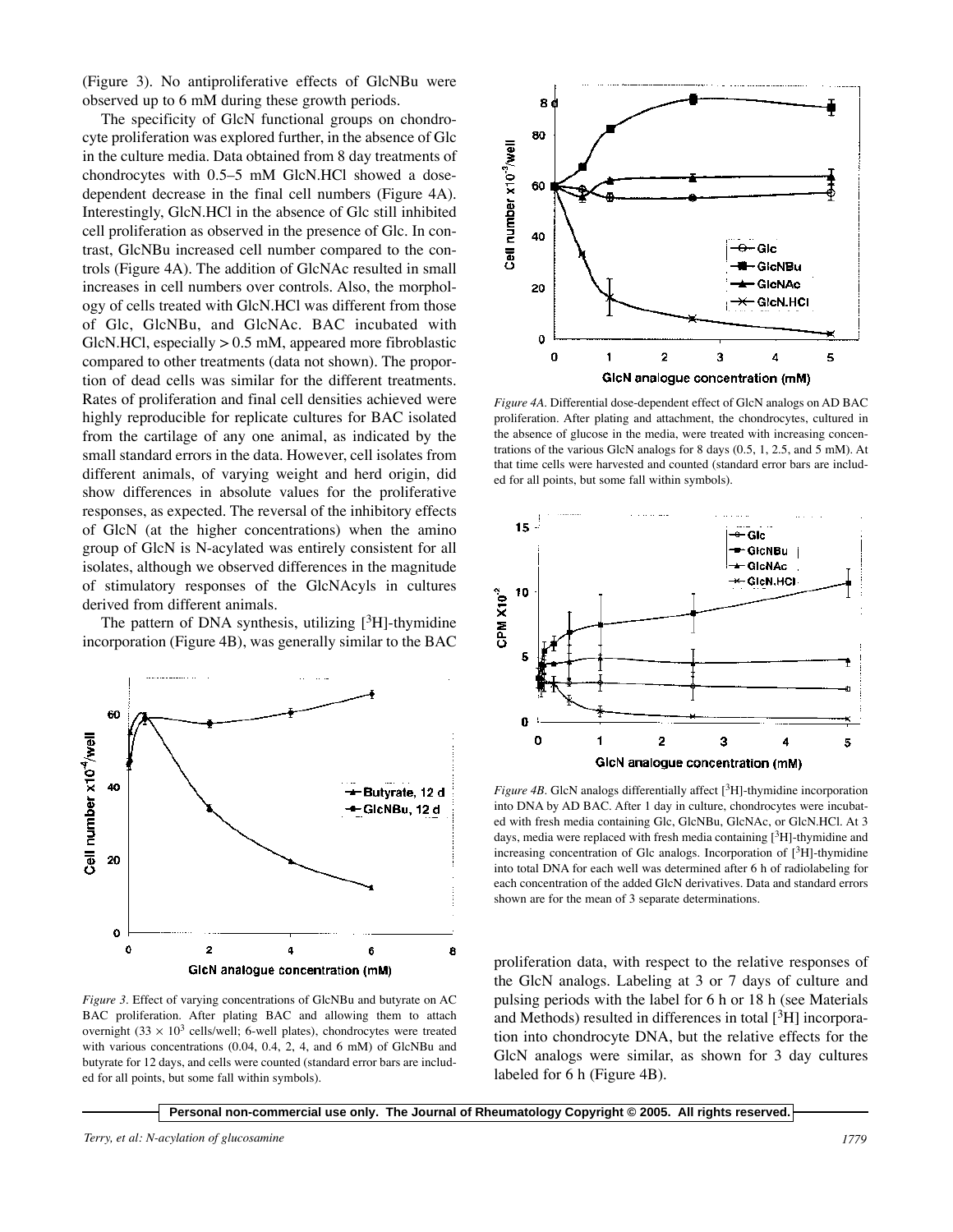(Figure 3). No antiproliferative effects of GlcNBu were observed up to 6 mM during these growth periods.

The specificity of GlcN functional groups on chondrocyte proliferation was explored further, in the absence of Glc in the culture media. Data obtained from 8 day treatments of chondrocytes with 0.5–5 mM GlcN.HCl showed a dose-dependent decrease in the final cell numbers (Figure 4A). Interestingly, GlcN.HCl in the absence of Glc still inhibited cell proliferation as observed in the presence of Glc. In contrast, GlcNBu increased cell number compared to the controls (Figure 4A). The addition of GlcNAc resulted in small increases in cell numbers over controls. Also, the morphology of cells treated with GlcN.HCl was different from those of Glc, GlcNBu, and GlcNAc. BAC incubated with GlcN.HCl, especially > 0.5 mM, appeared more fibroblastic compared to other treatments (data not shown). The proportion of dead cells was similar for the different treatments. Rates of proliferation and final cell densities achieved were highly reproducible for replicate cultures for BAC isolated from the cartilage of any one animal, as indicated by the small standard errors in the data. However, cell isolates from different animals, of varying weight and herd origin, did show differences in absolute values for the proliferative responses, as expected. The reversal of the inhibitory effects of GlcN (at the higher concentrations) when the amino group of GlcN is N-acylated was entirely consistent for all isolates, although we observed differences in the magnitude of stimulatory responses of the GlcNAcyls in cultures derived from different animals.

The pattern of DNA synthesis, utilizing [$^3$H]-thymidine incorporation (Figure 4B), was generally similar to the BAC proliferation data, with respect to the relative responses of the GlcN analogs. Labeling at 3 or 7 days of culture and pulsing periods with the label for 6 h or 18 h (see Materials and Methods) resulted in differences in total [$^3$H] incorporation into chondrocyte DNA, but the relative effects for the GlcN analogs were similar, as shown for 3 day cultures labeled for 6 h (Figure 4B).

*Figure 3.* Effect of varying concentrations of GlcNBu and butyrate on AC BAC proliferation. After plating BAC and allowing them to attach overnight ($33 \times 10^3$ cells/well; 6-well plates), chondrocytes were treated with various concentrations (0.04, 0.4, 2, 4, and 6 mM) of GlcNBu and butyrate for 12 days, and cells were counted (standard error bars are included for all points, but some fall within symbols).

*Figure 4A.* Differential dose-dependent effect of GlcN analogs on AD BAC proliferation. After plating and attachment, the chondrocytes, cultured in the absence of glucose in the media, were treated with increasing concentrations of the various GlcN analogs for 8 days (0.5, 1, 2.5, and 5 mM). At that time cells were harvested and counted (standard error bars are included for all points, but some fall within symbols).

*Figure 4B.* GlcN analogs differentially affect [$^3$H]-thymidine incorporation into DNA by AD BAC. After 1 day in culture, chondrocytes were incubated with fresh media containing Glc, GlcNBu, GlcNAc, or GlcN.HCl. At 3 days, media were replaced with fresh media containing [$^3$H]-thymidine and increasing concentration of Glc analogs. Incorporation of [$^3$H]-thymidine into total DNA for each well was determined after 6 h of radiolabeling for each concentration of the added GlcN derivatives. Data and standard errors shown are for the mean of 3 separate determinations.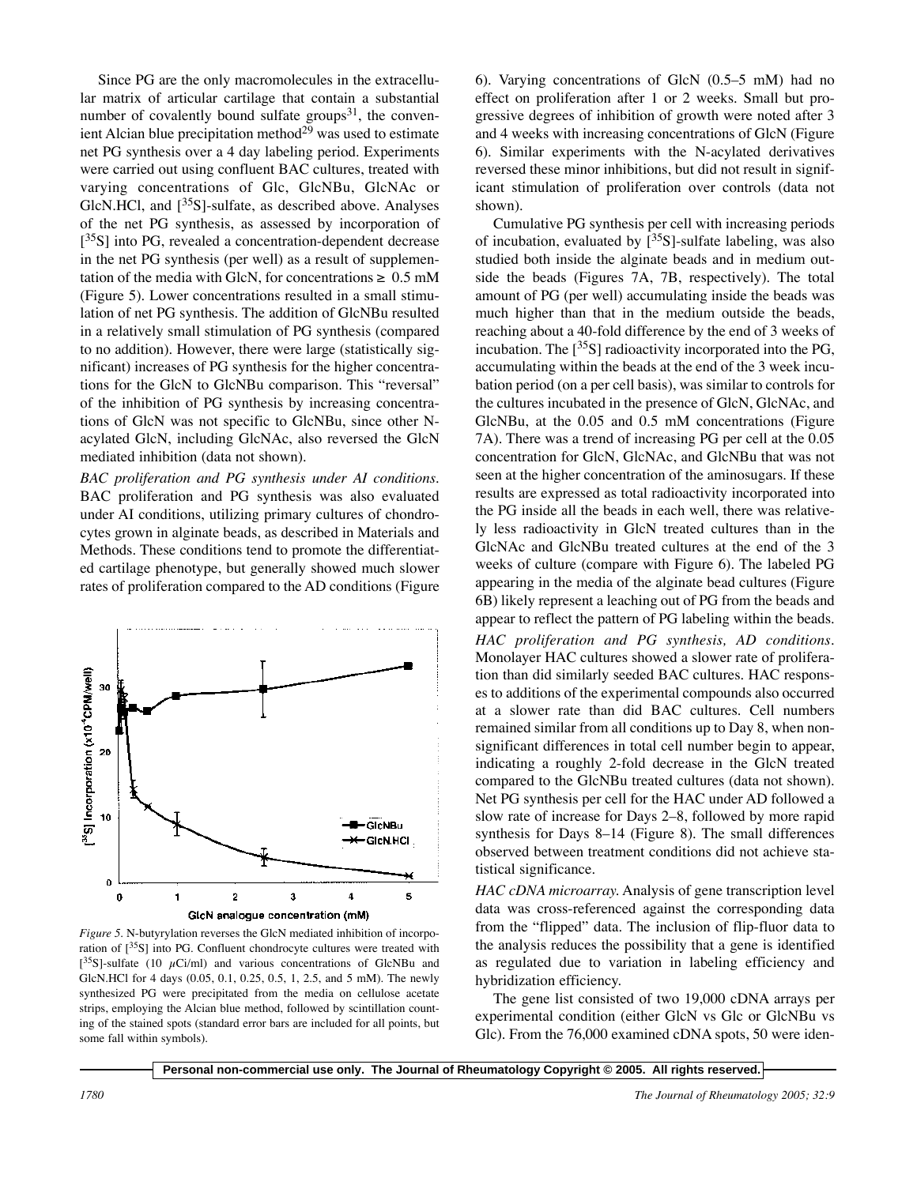Since PG are the only macromolecules in the extracellular matrix of articular cartilage that contain a substantial number of covalently bound sulfate groups[31], the convenient Alcian blue precipitation method[29] was used to estimate net PG synthesis over a 4 day labeling period. Experiments were carried out using confluent BAC cultures, treated with varying concentrations of Glc, GlcNBu, GlcNAc or GlcN.HCl, and [$^{35}$S]-sulfate, as described above. Analyses of the net PG synthesis, as assessed by incorporation of [$^{35}$S] into PG, revealed a concentration-dependent decrease in the net PG synthesis (per well) as a result of supplementation of the media with GlcN, for concentrations ≥ 0.5 mM (Figure 5). Lower concentrations resulted in a small stimulation of net PG synthesis. The addition of GlcNBu resulted in a relatively small stimulation of PG synthesis (compared to no addition). However, there were large (statistically significant) increases of PG synthesis for the higher concentrations for the GlcN to GlcNBu comparison. This "reversal" of the inhibition of PG synthesis by increasing concentrations of GlcN was not specific to GlcNBu, since other N-acylated GlcN, including GlcNAc, also reversed the GlcN mediated inhibition (data not shown).

*BAC proliferation and PG synthesis under AI conditions.* BAC proliferation and PG synthesis was also evaluated under AI conditions, utilizing primary cultures of chondrocytes grown in alginate beads, as described in Materials and Methods. These conditions tend to promote the differentiated cartilage phenotype, but generally showed much slower rates of proliferation compared to the AD conditions (Figure 6). Varying concentrations of GlcN (0.5–5 mM) had no effect on proliferation after 1 or 2 weeks. Small but progressive degrees of inhibition of growth were noted after 3 and 4 weeks with increasing concentrations of GlcN (Figure 6). Similar experiments with the N-acylated derivatives reversed these minor inhibitions, but did not result in significant stimulation of proliferation over controls (data not shown).

*Figure 5.* N-butyrylation reverses the GlcN mediated inhibition of incorporation of [$^{35}$S] into PG. Confluent chondrocyte cultures were treated with [$^{35}$S]-sulfate (10 $\mu$Ci/ml) and various concentrations of GlcNBu and GlcN.HCl for 4 days (0.05, 0.1, 0.25, 0.5, 1, 2.5, and 5 mM). The newly synthesized PG were precipitated from the media on cellulose acetate strips, employing the Alcian blue method, followed by scintillation counting of the stained spots (standard error bars are included for all points, but some fall within symbols).

Cumulative PG synthesis per cell with increasing periods of incubation, evaluated by [$^{35}$S]-sulfate labeling, was also studied both inside the alginate beads and in medium outside the beads (Figures 7A, 7B, respectively). The total amount of PG (per well) accumulating inside the beads was much higher than that in the medium outside the beads, reaching about a 40-fold difference by the end of 3 weeks of incubation. The [$^{35}$S] radioactivity incorporated into the PG, accumulating within the beads at the end of the 3 week incubation period (on a per cell basis), was similar to controls for the cultures incubated in the presence of GlcN, GlcNAc, and GlcNBu, at the 0.05 and 0.5 mM concentrations (Figure 7A). There was a trend of increasing PG per cell at the 0.05 concentration for GlcN, GlcNAc, and GlcNBu that was not seen at the higher concentration of the aminosugars. If these results are expressed as total radioactivity incorporated into the PG inside all the beads in each well, there was relatively less radioactivity in GlcN treated cultures than in the GlcNAc and GlcNBu treated cultures at the end of the 3 weeks of culture (compare with Figure 6). The labeled PG appearing in the media of the alginate bead cultures (Figure 6B) likely represent a leaching out of PG from the beads and appear to reflect the pattern of PG labeling within the beads.

*HAC proliferation and PG synthesis, AD conditions.* Monolayer HAC cultures showed a slower rate of proliferation than did similarly seeded BAC cultures. HAC responses to additions of the experimental compounds also occurred at a slower rate than did BAC cultures. Cell numbers remained similar from all conditions up to Day 8, when nonsignificant differences in total cell number begin to appear, indicating a roughly 2-fold decrease in the GlcN treated compared to the GlcNBu treated cultures (data not shown). Net PG synthesis per cell for the HAC under AD followed a slow rate of increase for Days 2–8, followed by more rapid synthesis for Days 8–14 (Figure 8). The small differences observed between treatment conditions did not achieve statistical significance.

*HAC cDNA microarray.* Analysis of gene transcription level data was cross-referenced against the corresponding data from the "flipped" data. The inclusion of flip-fluor data to the analysis reduces the possibility that a gene is identified as regulated due to variation in labeling efficiency and hybridization efficiency.

The gene list consisted of two 19,000 cDNA arrays per experimental condition (either GlcN vs Glc or GlcNBu vs Glc). From the 76,000 examined cDNA spots, 50 were iden-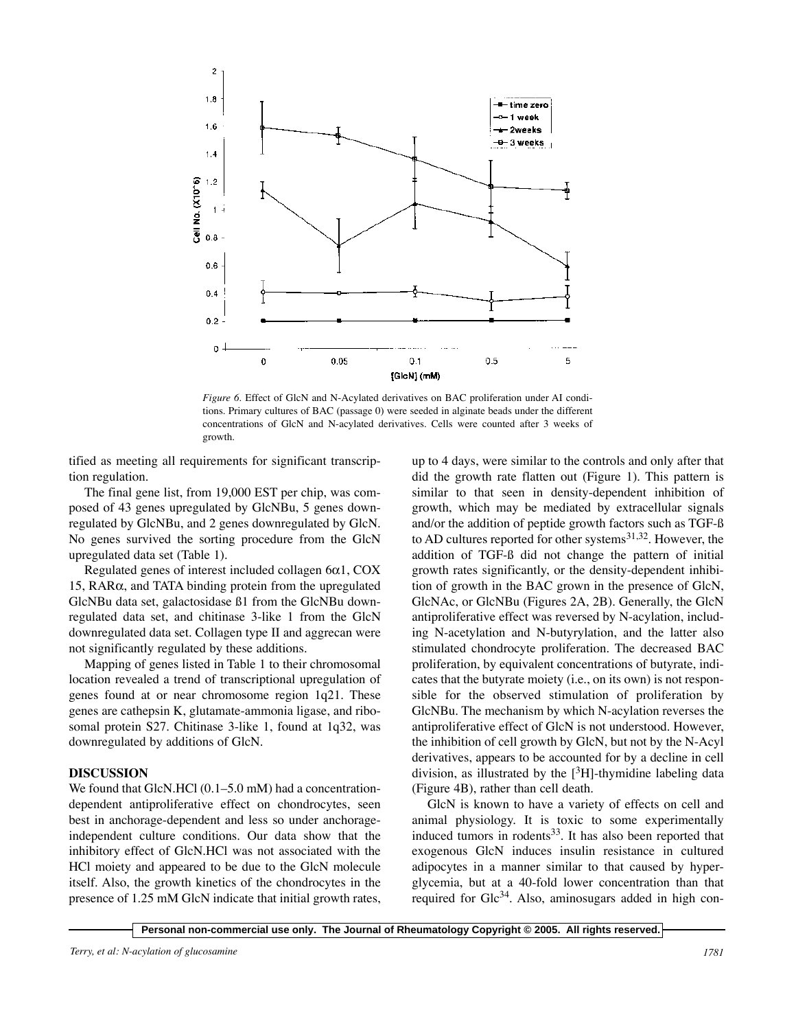*Figure 6.* Effect of GlcN and N-Acylated derivatives on BAC proliferation under AI conditions. Primary cultures of BAC (passage 0) were seeded in alginate beads under the different concentrations of GlcN and N-acylated derivatives. Cells were counted after 3 weeks of growth.

tified as meeting all requirements for significant transcription regulation.

The final gene list, from 19,000 EST per chip, was composed of 43 genes upregulated by GlcNBu, 5 genes downregulated by GlcNBu, and 2 genes downregulated by GlcN. No genes survived the sorting procedure from the GlcN upregulated data set (Table 1).

Regulated genes of interest included collagen 6α1, COX 15, RARα, and TATA binding protein from the upregulated GlcNBu data set, galactosidase ß1 from the GlcNBu downregulated data set, and chitinase 3-like 1 from the GlcN downregulated data set. Collagen type II and aggrecan were not significantly regulated by these additions.

Mapping of genes listed in Table 1 to their chromosomal location revealed a trend of transcriptional upregulation of genes found at or near chromosome region 1q21. These genes are cathepsin K, glutamate-ammonia ligase, and ribosomal protein S27. Chitinase 3-like 1, found at 1q32, was downregulated by additions of GlcN.

## DISCUSSION

We found that GlcN.HCl (0.1–5.0 mM) had a concentration-dependent antiproliferative effect on chondrocytes, seen best in anchorage-dependent and less so under anchorage-independent culture conditions. Our data show that the inhibitory effect of GlcN.HCl was not associated with the HCl moiety and appeared to be due to the GlcN molecule itself. Also, the growth kinetics of the chondrocytes in the presence of 1.25 mM GlcN indicate that initial growth rates, up to 4 days, were similar to the controls and only after that did the growth rate flatten out (Figure 1). This pattern is similar to that seen in density-dependent inhibition of growth, which may be mediated by extracellular signals and/or the addition of peptide growth factors such as TGF-ß to AD cultures reported for other systems[31,32]. However, the addition of TGF-ß did not change the pattern of initial growth rates significantly, or the density-dependent inhibition of growth in the BAC grown in the presence of GlcN, GlcNAc, or GlcNBu (Figures 2A, 2B). Generally, the GlcN antiproliferative effect was reversed by N-acylation, including N-acetylation and N-butyrylation, and the latter also stimulated chondrocyte proliferation. The decreased BAC proliferation, by equivalent concentrations of butyrate, indicates that the butyrate moiety (i.e., on its own) is not responsible for the observed stimulation of proliferation by GlcNBu. The mechanism by which N-acylation reverses the antiproliferative effect of GlcN is not understood. However, the inhibition of cell growth by GlcN, but not by the N-Acyl derivatives, appears to be accounted for by a decline in cell division, as illustrated by the [$^3$H]-thymidine labeling data (Figure 4B), rather than cell death.

GlcN is known to have a variety of effects on cell and animal physiology. It is toxic to some experimentally induced tumors in rodents[33]. It has also been reported that exogenous GlcN induces insulin resistance in cultured adipocytes in a manner similar to that caused by hyperglycemia, but at a 40-fold lower concentration than that required for Glc[34]. Also, aminosugars added in high con-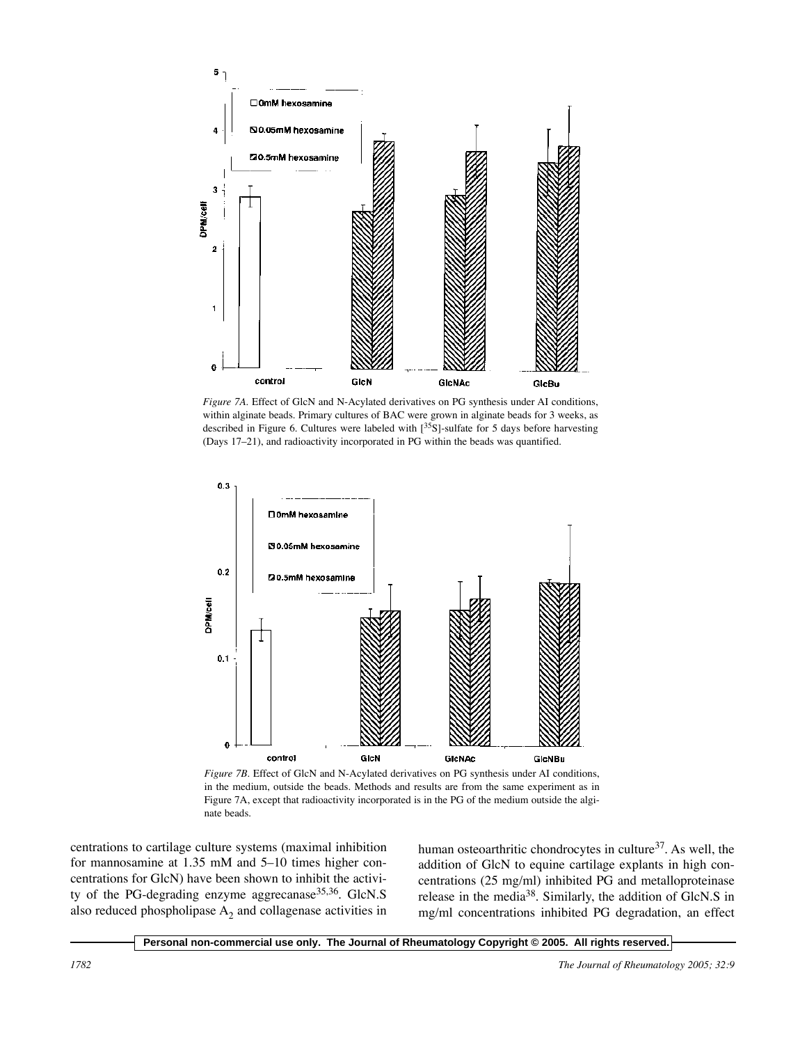*Figure 7A*. Effect of GlcN and N-Acylated derivatives on PG synthesis under AI conditions, within alginate beads. Primary cultures of BAC were grown in alginate beads for 3 weeks, as described in Figure 6. Cultures were labeled with [$^{35}$S]-sulfate for 5 days before harvesting (Days 17–21), and radioactivity incorporated in PG within the beads was quantified.

*Figure 7B*. Effect of GlcN and N-Acylated derivatives on PG synthesis under AI conditions, in the medium, outside the beads. Methods and results are from the same experiment as in Figure 7A, except that radioactivity incorporated is in the PG of the medium outside the alginate beads.

centrations to cartilage culture systems (maximal inhibition for mannosamine at 1.35 mM and 5–10 times higher concentrations for GlcN) have been shown to inhibit the activity of the PG-degrading enzyme aggrecanase[35,36]. GlcN.S also reduced phospholipase $A_2$ and collagenase activities in human osteoarthritic chondrocytes in culture[37]. As well, the addition of GlcN to equine cartilage explants in high concentrations (25 mg/ml) inhibited PG and metalloproteinase release in the media[38]. Similarly, the addition of GlcN.S in mg/ml concentrations inhibited PG degradation, an effect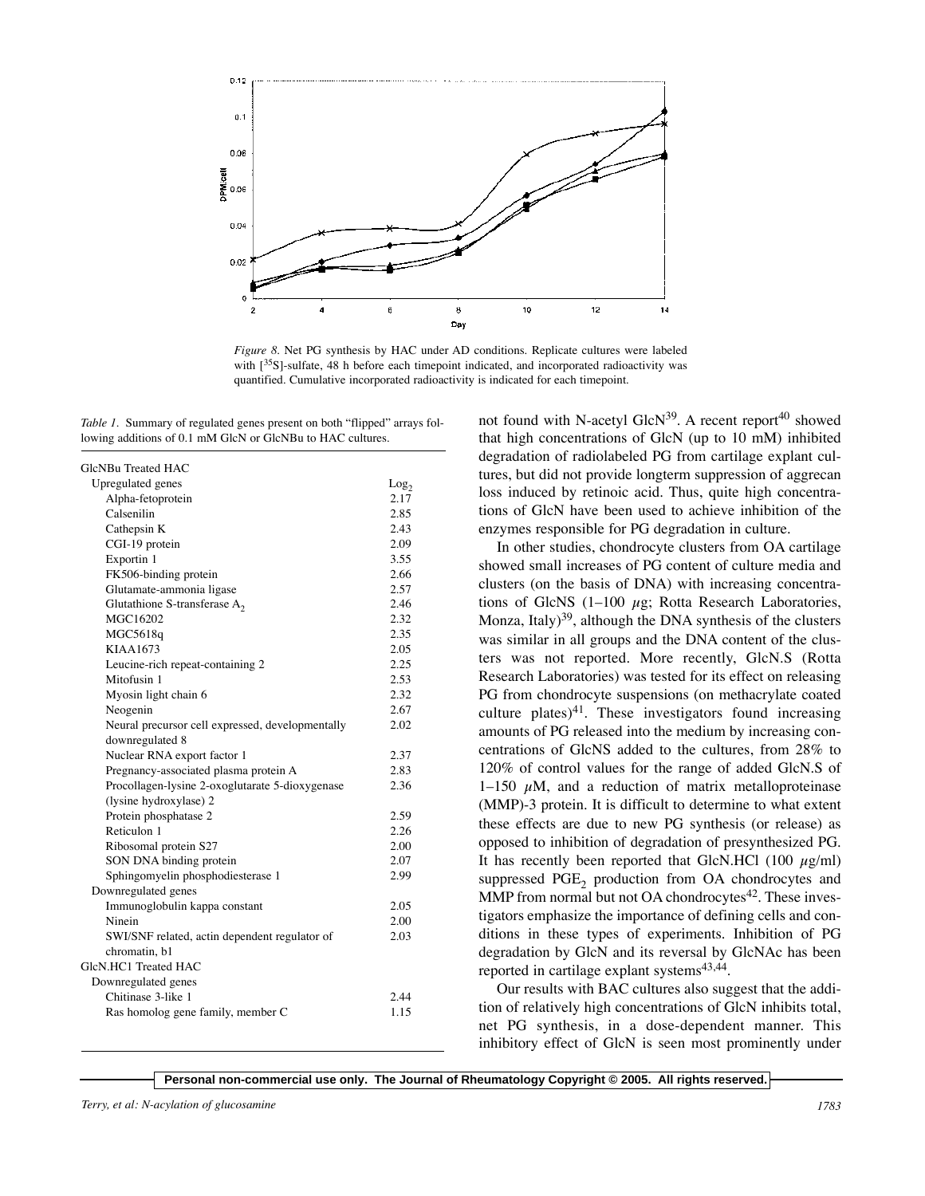*Figure 8.* Net PG synthesis by HAC under AD conditions. Replicate cultures were labeled with [$^{35}$S]-sulfate, 48 h before each timepoint indicated, and incorporated radioactivity was quantified. Cumulative incorporated radioactivity is indicated for each timepoint.

*Table 1.* Summary of regulated genes present on both "flipped" arrays following additions of 0.1 mM GlcN or GlcNBu to HAC cultures.

| | $Log_2$ |
|---|---|
| GlcNBu Treated HAC | |
| Upregulated genes | |
| Alpha-fetoprotein | 2.17 |
| Calsenilin | 2.85 |
| Cathepsin K | 2.43 |
| CGI-19 protein | 2.09 |
| Exportin 1 | 3.55 |
| FK506-binding protein | 2.66 |
| Glutamate-ammonia ligase | 2.57 |
| Glutathione S-transferase $A_2$ | 2.46 |
| MGC16202 | 2.32 |
| MGC5618q | 2.35 |
| KIAA1673 | 2.05 |
| Leucine-rich repeat-containing 2 | 2.25 |
| Mitofusin 1 | 2.53 |
| Myosin light chain 6 | 2.32 |
| Neogenin | 2.67 |
| Neural precursor cell expressed, developmentally downregulated 8 | 2.02 |
| Nuclear RNA export factor 1 | 2.37 |
| Pregnancy-associated plasma protein A | 2.83 |
| Procollagen-lysine 2-oxoglutarate 5-dioxygenase (lysine hydroxylase) 2 | 2.36 |
| Protein phosphatase 2 | 2.59 |
| Reticulon 1 | 2.26 |
| Ribosomal protein S27 | 2.00 |
| SON DNA binding protein | 2.07 |
| Sphingomyelin phosphodiesterase 1 | 2.99 |
| Downregulated genes | |
| Immunoglobulin kappa constant | 2.05 |
| Ninein | 2.00 |
| SWI/SNF related, actin dependent regulator of chromatin, b1 | 2.03 |
| GlcN.HCl Treated HAC | |
| Downregulated genes | |
| Chitinase 3-like 1 | 2.44 |
| Ras homolog gene family, member C | 1.15 |

not found with N-acetyl GlcN[39]. A recent report[40] showed that high concentrations of GlcN (up to 10 mM) inhibited degradation of radiolabeled PG from cartilage explant cultures, but did not provide longterm suppression of aggrecan loss induced by retinoic acid. Thus, quite high concentrations of GlcN have been used to achieve inhibition of the enzymes responsible for PG degradation in culture.

In other studies, chondrocyte clusters from OA cartilage showed small increases of PG content of culture media and clusters (on the basis of DNA) with increasing concentrations of GlcNS (1–100 $\mu$g; Rotta Research Laboratories, Monza, Italy)[39], although the DNA synthesis of the clusters was similar in all groups and the DNA content of the clusters was not reported. More recently, GlcN.S (Rotta Research Laboratories) was tested for its effect on releasing PG from chondrocyte suspensions (on methacrylate coated culture plates)[41]. These investigators found increasing amounts of PG released into the medium by increasing concentrations of GlcNS added to the cultures, from 28% to 120% of control values for the range of added GlcN.S of 1–150 $\mu$M, and a reduction of matrix metalloproteinase (MMP)-3 protein. It is difficult to determine to what extent these effects are due to new PG synthesis (or release) as opposed to inhibition of degradation of presynthesized PG. It has recently been reported that GlcN.HCl (100 $\mu$g/ml) suppressed $PGE_2$ production from OA chondrocytes and MMP from normal but not OA chondrocytes[42]. These investigators emphasize the importance of defining cells and conditions in these types of experiments. Inhibition of PG degradation by GlcN and its reversal by GlcNAc has been reported in cartilage explant systems[43,44].

Our results with BAC cultures also suggest that the addition of relatively high concentrations of GlcN inhibits total, net PG synthesis, in a dose-dependent manner. This inhibitory effect of GlcN is seen most prominently under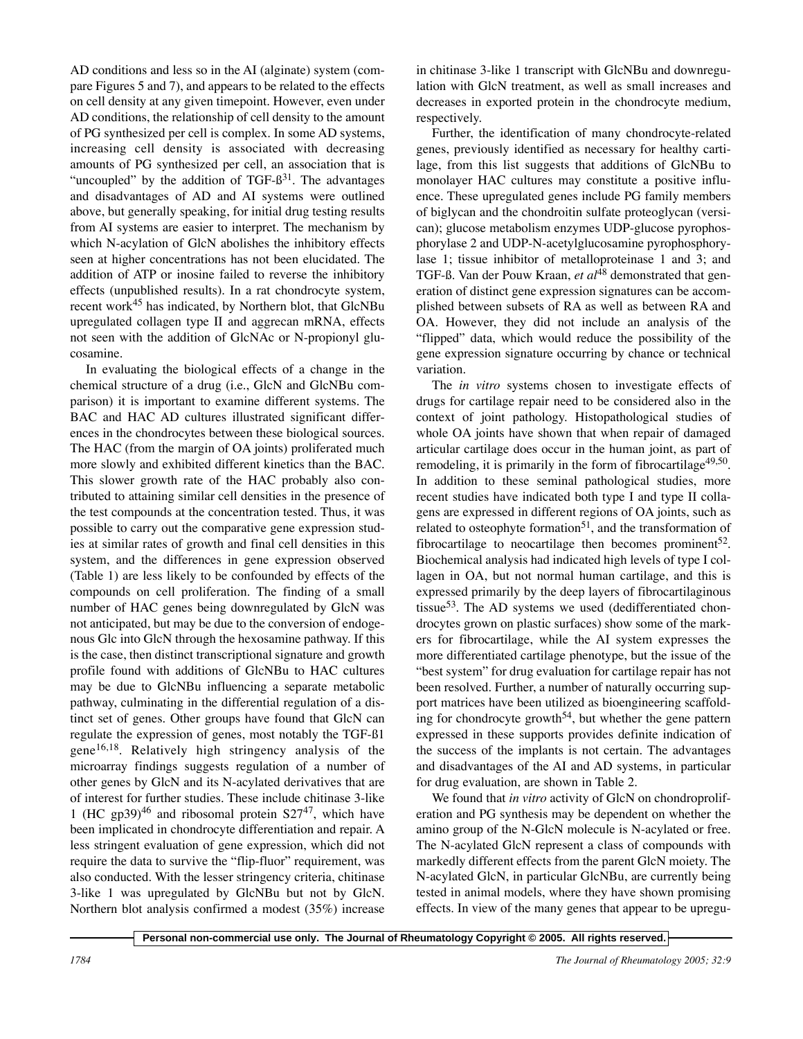AD conditions and less so in the AI (alginate) system (compare Figures 5 and 7), and appears to be related to the effects on cell density at any given timepoint. However, even under AD conditions, the relationship of cell density to the amount of PG synthesized per cell is complex. In some AD systems, increasing cell density is associated with decreasing amounts of PG synthesized per cell, an association that is "uncoupled" by the addition of TGF-ß[31]. The advantages and disadvantages of AD and AI systems were outlined above, but generally speaking, for initial drug testing results from AI systems are easier to interpret. The mechanism by which N-acylation of GlcN abolishes the inhibitory effects seen at higher concentrations has not been elucidated. The addition of ATP or inosine failed to reverse the inhibitory effects (unpublished results). In a rat chondrocyte system, recent work[45] has indicated, by Northern blot, that GlcNBu upregulated collagen type II and aggrecan mRNA, effects not seen with the addition of GlcNAc or N-propionyl glucosamine.

In evaluating the biological effects of a change in the chemical structure of a drug (i.e., GlcN and GlcNBu comparison) it is important to examine different systems. The BAC and HAC AD cultures illustrated significant differences in the chondrocytes between these biological sources. The HAC (from the margin of OA joints) proliferated much more slowly and exhibited different kinetics than the BAC. This slower growth rate of the HAC probably also contributed to attaining similar cell densities in the presence of the test compounds at the concentration tested. Thus, it was possible to carry out the comparative gene expression studies at similar rates of growth and final cell densities in this system, and the differences in gene expression observed (Table 1) are less likely to be confounded by effects of the compounds on cell proliferation. The finding of a small number of HAC genes being downregulated by GlcN was not anticipated, but may be due to the conversion of endogenous Glc into GlcN through the hexosamine pathway. If this is the case, then distinct transcriptional signature and growth profile found with additions of GlcNBu to HAC cultures may be due to GlcNBu influencing a separate metabolic pathway, culminating in the differential regulation of a distinct set of genes. Other groups have found that GlcN can regulate the expression of genes, most notably the TGF-ß1 gene[16,18]. Relatively high stringency analysis of the microarray findings suggests regulation of a number of other genes by GlcN and its N-acylated derivatives that are of interest for further studies. These include chitinase 3-like 1 (HC gp39)[46] and ribosomal protein S27[47], which have been implicated in chondrocyte differentiation and repair. A less stringent evaluation of gene expression, which did not require the data to survive the "flip-fluor" requirement, was also conducted. With the lesser stringency criteria, chitinase 3-like 1 was upregulated by GlcNBu but not by GlcN. Northern blot analysis confirmed a modest (35%) increase in chitinase 3-like 1 transcript with GlcNBu and downregulation with GlcN treatment, as well as small increases and decreases in exported protein in the chondrocyte medium, respectively.

Further, the identification of many chondrocyte-related genes, previously identified as necessary for healthy cartilage, from this list suggests that additions of GlcNBu to monolayer HAC cultures may constitute a positive influence. These upregulated genes include PG family members of biglycan and the chondroitin sulfate proteoglycan (versican); glucose metabolism enzymes UDP-glucose pyrophosphorylase 2 and UDP-N-acetylglucosamine pyrophosphorylase 1; tissue inhibitor of metalloproteinase 1 and 3; and TGF-ß. Van der Pouw Kraan, *et al*[48] demonstrated that generation of distinct gene expression signatures can be accomplished between subsets of RA as well as between RA and OA. However, they did not include an analysis of the "flipped" data, which would reduce the possibility of the gene expression signature occurring by chance or technical variation.

The *in vitro* systems chosen to investigate effects of drugs for cartilage repair need to be considered also in the context of joint pathology. Histopathological studies of whole OA joints have shown that when repair of damaged articular cartilage does occur in the human joint, as part of remodeling, it is primarily in the form of fibrocartilage[49,50]. In addition to these seminal pathological studies, more recent studies have indicated both type I and type II collagens are expressed in different regions of OA joints, such as related to osteophyte formation[51], and the transformation of fibrocartilage to neocartilage then becomes prominent[52]. Biochemical analysis had indicated high levels of type I collagen in OA, but not normal human cartilage, and this is expressed primarily by the deep layers of fibrocartilaginous tissue[53]. The AD systems we used (dedifferentiated chondrocytes grown on plastic surfaces) show some of the markers for fibrocartilage, while the AI system expresses the more differentiated cartilage phenotype, but the issue of the "best system" for drug evaluation for cartilage repair has not been resolved. Further, a number of naturally occurring support matrices have been utilized as bioengineering scaffolding for chondrocyte growth[54], but whether the gene pattern expressed in these supports provides definite indication of the success of the implants is not certain. The advantages and disadvantages of the AI and AD systems, in particular for drug evaluation, are shown in Table 2.

We found that *in vitro* activity of GlcN on chondroproliferation and PG synthesis may be dependent on whether the amino group of the N-GlcN molecule is N-acylated or free. The N-acylated GlcN represent a class of compounds with markedly different effects from the parent GlcN moiety. The N-acylated GlcN, in particular GlcNBu, are currently being tested in animal models, where they have shown promising effects. In view of the many genes that appear to be upregu-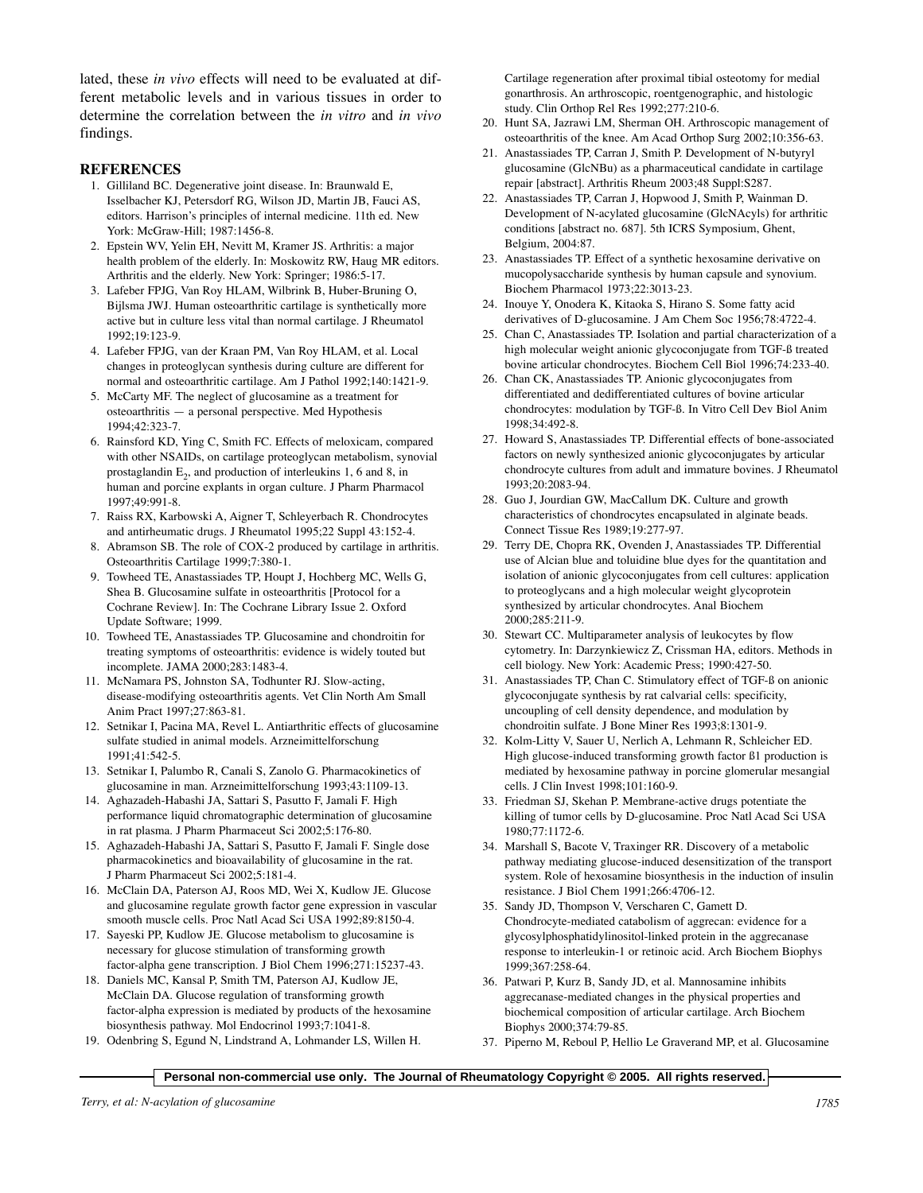lated, these *in vivo* effects will need to be evaluated at different metabolic levels and in various tissues in order to determine the correlation between the *in vitro* and *in vivo* findings.

## REFERENCES

1. Gilliland BC. Degenerative joint disease. In: Braunwald E, Isselbacher KJ, Petersdorf RG, Wilson JD, Martin JB, Fauci AS, editors. Harrison's principles of internal medicine. 11th ed. New York: McGraw-Hill; 1987:1456-8.
2. Epstein WV, Yelin EH, Nevitt M, Kramer JS. Arthritis: a major health problem of the elderly. In: Moskowitz RW, Haug MR editors. Arthritis and the elderly. New York: Springer; 1986:5-17.
3. Lafeber FPJG, Van Roy HLAM, Wilbrink B, Huber-Bruning O, Bijlsma JWJ. Human osteoarthritic cartilage is synthetically more active but in culture less vital than normal cartilage. J Rheumatol 1992;19:123-9.
4. Lafeber FPJG, van der Kraan PM, Van Roy HLAM, et al. Local changes in proteoglycan synthesis during culture are different for normal and osteoarthritic cartilage. Am J Pathol 1992;140:1421-9.
5. McCarty MF. The neglect of glucosamine as a treatment for osteoarthritis — a personal perspective. Med Hypothesis 1994;42:323-7.
6. Rainsford KD, Ying C, Smith FC. Effects of meloxicam, compared with other NSAIDs, on cartilage proteoglycan metabolism, synovial prostaglandin $E_2$, and production of interleukins 1, 6 and 8, in human and porcine explants in organ culture. J Pharm Pharmacol 1997;49:991-8.
7. Raiss RX, Karbowski A, Aigner T, Schleyerbach R. Chondrocytes and antirheumatic drugs. J Rheumatol 1995;22 Suppl 43:152-4.
8. Abramson SB. The role of COX-2 produced by cartilage in arthritis. Osteoarthritis Cartilage 1999;7:380-1.
9. Towheed TE, Anastassiades TP, Houpt J, Hochberg MC, Wells G, Shea B. Glucosamine sulfate in osteoarthritis [Protocol for a Cochrane Review]. In: The Cochrane Library Issue 2. Oxford Update Software; 1999.
10. Towheed TE, Anastassiades TP. Glucosamine and chondroitin for treating symptoms of osteoarthritis: evidence is widely touted but incomplete. JAMA 2000;283:1483-4.
11. McNamara PS, Johnston SA, Todhunter RJ. Slow-acting, disease-modifying osteoarthritis agents. Vet Clin North Am Small Anim Pract 1997;27:863-81.
12. Setnikar I, Pacina MA, Revel L. Antiarthritic effects of glucosamine sulfate studied in animal models. Arzneimittelforschung 1991;41:542-5.
13. Setnikar I, Palumbo R, Canali S, Zanolo G. Pharmacokinetics of glucosamine in man. Arzneimittelforschung 1993;43:1109-13.
14. Aghazadeh-Habashi JA, Sattari S, Pasutto F, Jamali F. High performance liquid chromatographic determination of glucosamine in rat plasma. J Pharm Pharmaceut Sci 2002;5:176-80.
15. Aghazadeh-Habashi JA, Sattari S, Pasutto F, Jamali F. Single dose pharmacokinetics and bioavailability of glucosamine in the rat. J Pharm Pharmaceut Sci 2002;5:181-4.
16. McClain DA, Paterson AJ, Roos MD, Wei X, Kudlow JE. Glucose and glucosamine regulate growth factor gene expression in vascular smooth muscle cells. Proc Natl Acad Sci USA 1992;89:8150-4.
17. Sayeski PP, Kudlow JE. Glucose metabolism to glucosamine is necessary for glucose stimulation of transforming growth factor-alpha gene transcription. J Biol Chem 1996;271:15237-43.
18. Daniels MC, Kansal P, Smith TM, Paterson AJ, Kudlow JE, McClain DA. Glucose regulation of transforming growth factor-alpha expression is mediated by products of the hexosamine biosynthesis pathway. Mol Endocrinol 1993;7:1041-8.
19. Odenbring S, Egund N, Lindstrand A, Lohmander LS, Willen H. Cartilage regeneration after proximal tibial osteotomy for medial gonarthrosis. An arthroscopic, roentgenographic, and histologic study. Clin Orthop Rel Res 1992;277:210-6.
20. Hunt SA, Jazrawi LM, Sherman OH. Arthroscopic management of osteoarthritis of the knee. Am Acad Orthop Surg 2002;10:356-63.
21. Anastassiades TP, Carran J, Smith P. Development of N-butyryl glucosamine (GlcNBu) as a pharmaceutical candidate in cartilage repair [abstract]. Arthritis Rheum 2003;48 Suppl:S287.
22. Anastassiades TP, Carran J, Hopwood J, Smith P, Wainman D. Development of N-acylated glucosamine (GlcNAcyls) for arthritic conditions [abstract no. 687]. 5th ICRS Symposium, Ghent, Belgium, 2004:87.
23. Anastassiades TP. Effect of a synthetic hexosamine derivative on mucopolysaccharide synthesis by human capsule and synovium. Biochem Pharmacol 1973;22:3013-23.
24. Inouye Y, Onodera K, Kitaoka S, Hirano S. Some fatty acid derivatives of D-glucosamine. J Am Chem Soc 1956;78:4722-4.
25. Chan C, Anastassiades TP. Isolation and partial characterization of a high molecular weight anionic glycoconjugate from TGF-ß treated bovine articular chondrocytes. Biochem Cell Biol 1996;74:233-40.
26. Chan CK, Anastassiades TP. Anionic glycoconjugates from differentiated and dedifferentiated cultures of bovine articular chondrocytes: modulation by TGF-ß. In Vitro Cell Dev Biol Anim 1998;34:492-8.
27. Howard S, Anastassiades TP. Differential effects of bone-associated factors on newly synthesized anionic glycoconjugates by articular chondrocyte cultures from adult and immature bovines. J Rheumatol 1993;20:2083-94.
28. Guo J, Jourdian GW, MacCallum DK. Culture and growth characteristics of chondrocytes encapsulated in alginate beads. Connect Tissue Res 1989;19:277-97.
29. Terry DE, Chopra RK, Ovenden J, Anastassiades TP. Differential use of Alcian blue and toluidine blue dyes for the quantitation and isolation of anionic glycoconjugates from cell cultures: application to proteoglycans and a high molecular weight glycoprotein synthesized by articular chondrocytes. Anal Biochem 2000;285:211-9.
30. Stewart CC. Multiparameter analysis of leukocytes by flow cytometry. In: Darzynkiewicz Z, Crissman HA, editors. Methods in cell biology. New York: Academic Press; 1990:427-50.
31. Anastassiades TP, Chan C. Stimulatory effect of TGF-ß on anionic glycoconjugate synthesis by rat calvarial cells: specificity, uncoupling of cell density dependence, and modulation by chondroitin sulfate. J Bone Miner Res 1993;8:1301-9.
32. Kolm-Litty V, Sauer U, Nerlich A, Lehmann R, Schleicher ED. High glucose-induced transforming growth factor ß1 production is mediated by hexosamine pathway in porcine glomerular mesangial cells. J Clin Invest 1998;101:160-9.
33. Friedman SJ, Skehan P. Membrane-active drugs potentiate the killing of tumor cells by D-glucosamine. Proc Natl Acad Sci USA 1980;77:1172-6.
34. Marshall S, Bacote V, Traxinger RR. Discovery of a metabolic pathway mediating glucose-induced desensitization of the transport system. Role of hexosamine biosynthesis in the induction of insulin resistance. J Biol Chem 1991;266:4706-12.
35. Sandy JD, Thompson V, Verscharen C, Gamett D. Chondrocyte-mediated catabolism of aggrecan: evidence for a glycosylphosphatidylinositol-linked protein in the aggrecanase response to interleukin-1 or retinoic acid. Arch Biochem Biophys 1999;367:258-64.
36. Patwari P, Kurz B, Sandy JD, et al. Mannosamine inhibits aggrecanase-mediated changes in the physical properties and biochemical composition of articular cartilage. Arch Biochem Biophys 2000;374:79-85.
37. Piperno M, Reboul P, Hellio Le Graverand MP, et al. Glucosamine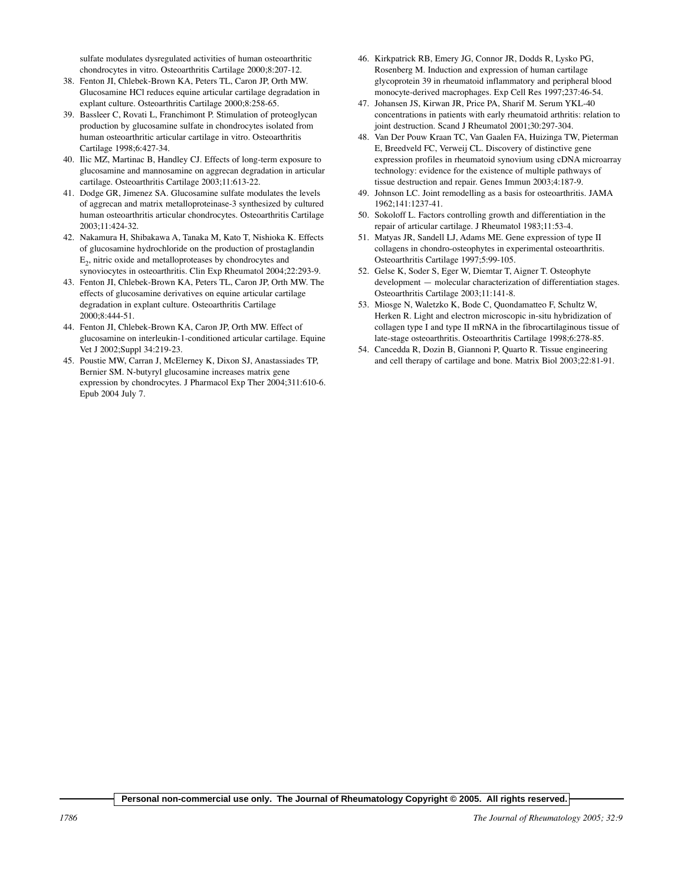sulfate modulates dysregulated activities of human osteoarthritic chondrocytes in vitro. Osteoarthritis Cartilage 2000;8:207-12.

38. Fenton JI, Chlebek-Brown KA, Peters TL, Caron JP, Orth MW. Glucosamine HCl reduces equine articular cartilage degradation in explant culture. Osteoarthritis Cartilage 2000;8:258-65.
39. Bassleer C, Rovati L, Franchimont P. Stimulation of proteoglycan production by glucosamine sulfate in chondrocytes isolated from human osteoarthritic articular cartilage in vitro. Osteoarthritis Cartilage 1998;6:427-34.
40. Ilic MZ, Martinac B, Handley CJ. Effects of long-term exposure to glucosamine and mannosamine on aggrecan degradation in articular cartilage. Osteoarthritis Cartilage 2003;11:613-22.
41. Dodge GR, Jimenez SA. Glucosamine sulfate modulates the levels of aggrecan and matrix metalloproteinase-3 synthesized by cultured human osteoarthritis articular chondrocytes. Osteoarthritis Cartilage 2003;11:424-32.
42. Nakamura H, Shibakawa A, Tanaka M, Kato T, Nishioka K. Effects of glucosamine hydrochloride on the production of prostaglandin $E_2$, nitric oxide and metalloproteases by chondrocytes and synoviocytes in osteoarthritis. Clin Exp Rheumatol 2004;22:293-9.
43. Fenton JI, Chlebek-Brown KA, Peters TL, Caron JP, Orth MW. The effects of glucosamine derivatives on equine articular cartilage degradation in explant culture. Osteoarthritis Cartilage 2000;8:444-51.
44. Fenton JI, Chlebek-Brown KA, Caron JP, Orth MW. Effect of glucosamine on interleukin-1-conditioned articular cartilage. Equine Vet J 2002;Suppl 34:219-23.
45. Poustie MW, Carran J, McElerney K, Dixon SJ, Anastassiades TP, Bernier SM. N-butyryl glucosamine increases matrix gene expression by chondrocytes. J Pharmacol Exp Ther 2004;311:610-6. Epub 2004 July 7.
46. Kirkpatrick RB, Emery JG, Connor JR, Dodds R, Lysko PG, Rosenberg M. Induction and expression of human cartilage glycoprotein 39 in rheumatoid inflammatory and peripheral blood monocyte-derived macrophages. Exp Cell Res 1997;237:46-54.
47. Johansen JS, Kirwan JR, Price PA, Sharif M. Serum YKL-40 concentrations in patients with early rheumatoid arthritis: relation to joint destruction. Scand J Rheumatol 2001;30:297-304.
48. Van Der Pouw Kraan TC, Van Gaalen FA, Huizinga TW, Pieterman E, Breedveld FC, Verweij CL. Discovery of distinctive gene expression profiles in rheumatoid synovium using cDNA microarray technology: evidence for the existence of multiple pathways of tissue destruction and repair. Genes Immun 2003;4:187-9.
49. Johnson LC. Joint remodelling as a basis for osteoarthritis. JAMA 1962;141:1237-41.
50. Sokoloff L. Factors controlling growth and differentiation in the repair of articular cartilage. J Rheumatol 1983;11:53-4.
51. Matyas JR, Sandell LJ, Adams ME. Gene expression of type II collagens in chondro-osteophytes in experimental osteoarthritis. Osteoarthritis Cartilage 1997;5:99-105.
52. Gelse K, Soder S, Eger W, Diemtar T, Aigner T. Osteophyte development — molecular characterization of differentiation stages. Osteoarthritis Cartilage 2003;11:141-8.
53. Miosge N, Waletzko K, Bode C, Quondamatteo F, Schultz W, Herken R. Light and electron microscopic in-situ hybridization of collagen type I and type II mRNA in the fibrocartilaginous tissue of late-stage osteoarthritis. Osteoarthritis Cartilage 1998;6:278-85.
54. Cancedda R, Dozin B, Giannoni P, Quarto R. Tissue engineering and cell therapy of cartilage and bone. Matrix Biol 2003;22:81-91.